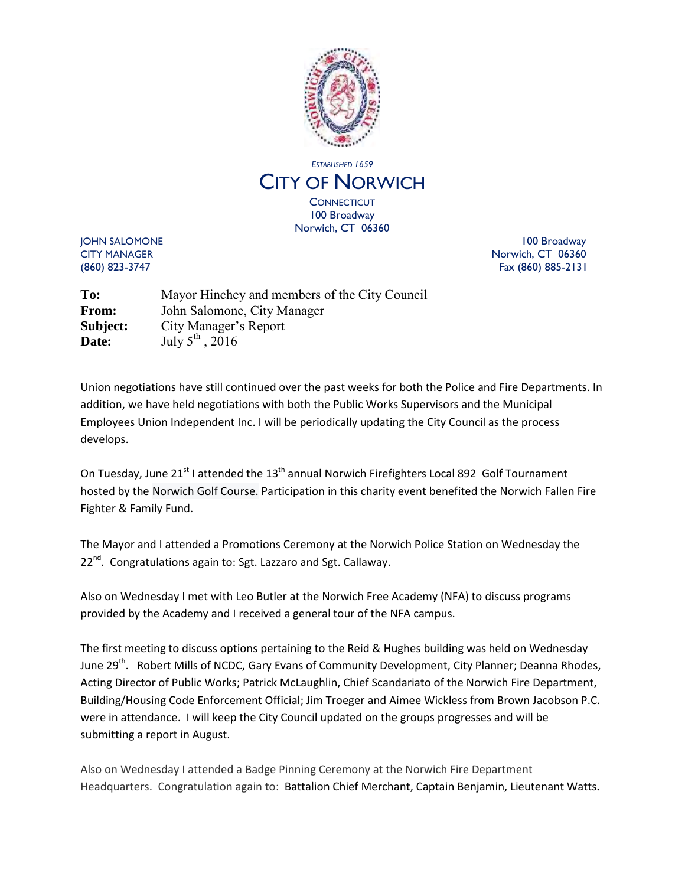*ESTABLISHED 1659*

# CITY OF NORWICH

CONNECTICUT
100 Broadway
Norwich, CT 06360

JOHN SALOMONE
CITY MANAGER
(860) 823-3747

100 Broadway
Norwich, CT 06360
Fax (860) 885-2131

**To:** Mayor Hinchey and members of the City Council
**From:** John Salomone, City Manager
**Subject:** City Manager's Report
**Date:** July 5th , 2016

Union negotiations have still continued over the past weeks for both the Police and Fire Departments. In addition, we have held negotiations with both the Public Works Supervisors and the Municipal Employees Union Independent Inc. I will be periodically updating the City Council as the process develops.

On Tuesday, June 21st I attended the 13th annual Norwich Firefighters Local 892 Golf Tournament hosted by the Norwich Golf Course. Participation in this charity event benefited the Norwich Fallen Fire Fighter & Family Fund.

The Mayor and I attended a Promotions Ceremony at the Norwich Police Station on Wednesday the 22nd. Congratulations again to: Sgt. Lazzaro and Sgt. Callaway.

Also on Wednesday I met with Leo Butler at the Norwich Free Academy (NFA) to discuss programs provided by the Academy and I received a general tour of the NFA campus.

The first meeting to discuss options pertaining to the Reid & Hughes building was held on Wednesday June 29th. Robert Mills of NCDC, Gary Evans of Community Development, City Planner; Deanna Rhodes, Acting Director of Public Works; Patrick McLaughlin, Chief Scandariato of the Norwich Fire Department, Building/Housing Code Enforcement Official; Jim Troeger and Aimee Wickless from Brown Jacobson P.C. were in attendance. I will keep the City Council updated on the groups progresses and will be submitting a report in August.

Also on Wednesday I attended a Badge Pinning Ceremony at the Norwich Fire Department Headquarters. Congratulation again to: Battalion Chief Merchant, Captain Benjamin, Lieutenant Watts.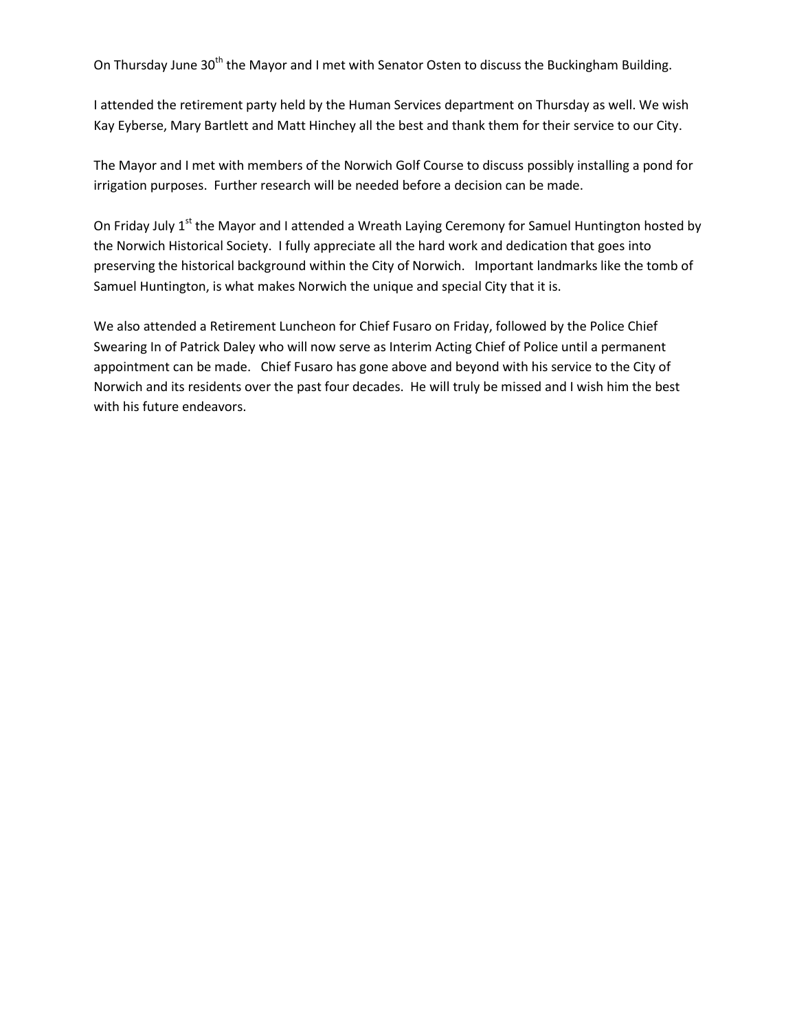On Thursday June 30th the Mayor and I met with Senator Osten to discuss the Buckingham Building.

I attended the retirement party held by the Human Services department on Thursday as well. We wish Kay Eyberse, Mary Bartlett and Matt Hinchey all the best and thank them for their service to our City.

The Mayor and I met with members of the Norwich Golf Course to discuss possibly installing a pond for irrigation purposes. Further research will be needed before a decision can be made.

On Friday July 1st the Mayor and I attended a Wreath Laying Ceremony for Samuel Huntington hosted by the Norwich Historical Society. I fully appreciate all the hard work and dedication that goes into preserving the historical background within the City of Norwich. Important landmarks like the tomb of Samuel Huntington, is what makes Norwich the unique and special City that it is.

We also attended a Retirement Luncheon for Chief Fusaro on Friday, followed by the Police Chief Swearing In of Patrick Daley who will now serve as Interim Acting Chief of Police until a permanent appointment can be made. Chief Fusaro has gone above and beyond with his service to the City of Norwich and its residents over the past four decades. He will truly be missed and I wish him the best with his future endeavors.